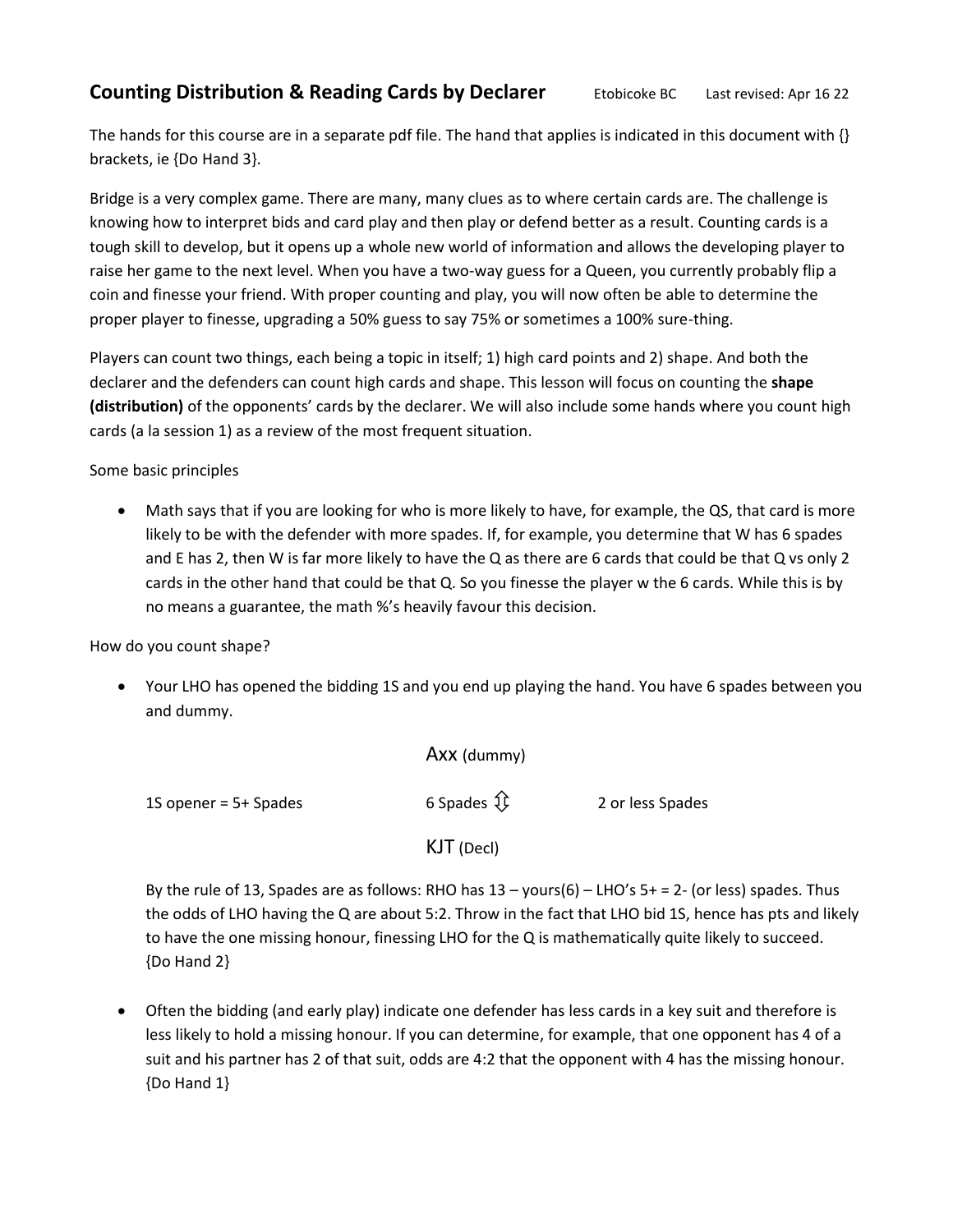# Counting Distribution & Reading Cards by Declarer

Etobicoke BC    Last revised: Apr 16 22

The hands for this course are in a separate pdf file. The hand that applies is indicated in this document with {} brackets, ie {Do Hand 3}.

Bridge is a very complex game. There are many, many clues as to where certain cards are. The challenge is knowing how to interpret bids and card play and then play or defend better as a result. Counting cards is a tough skill to develop, but it opens up a whole new world of information and allows the developing player to raise her game to the next level. When you have a two-way guess for a Queen, you currently probably flip a coin and finesse your friend. With proper counting and play, you will now often be able to determine the proper player to finesse, upgrading a 50% guess to say 75% or sometimes a 100% sure-thing.

Players can count two things, each being a topic in itself; 1) high card points and 2) shape. And both the declarer and the defenders can count high cards and shape. This lesson will focus on counting the **shape (distribution)** of the opponents' cards by the declarer. We will also include some hands where you count high cards (a la session 1) as a review of the most frequent situation.

Some basic principles

- Math says that if you are looking for who is more likely to have, for example, the QS, that card is more likely to be with the defender with more spades. If, for example, you determine that W has 6 spades and E has 2, then W is far more likely to have the Q as there are 6 cards that could be that Q vs only 2 cards in the other hand that could be that Q. So you finesse the player w the 6 cards. While this is by no means a guarantee, the math %'s heavily favour this decision.

How do you count shape?

- Your LHO has opened the bidding 1S and you end up playing the hand. You have 6 spades between you and dummy.

| | Axx (dummy) | |
|---|---|---|
| 1S opener = 5+ Spades | 6 Spades ⇕ | 2 or less Spades |
| | KJT (Decl) | |

By the rule of 13, Spades are as follows: RHO has 13 – yours(6) – LHO's 5+ = 2- (or less) spades. Thus the odds of LHO having the Q are about 5:2. Throw in the fact that LHO bid 1S, hence has pts and likely to have the one missing honour, finessing LHO for the Q is mathematically quite likely to succeed. {Do Hand 2}

- Often the bidding (and early play) indicate one defender has less cards in a key suit and therefore is less likely to hold a missing honour. If you can determine, for example, that one opponent has 4 of a suit and his partner has 2 of that suit, odds are 4:2 that the opponent with 4 has the missing honour. {Do Hand 1}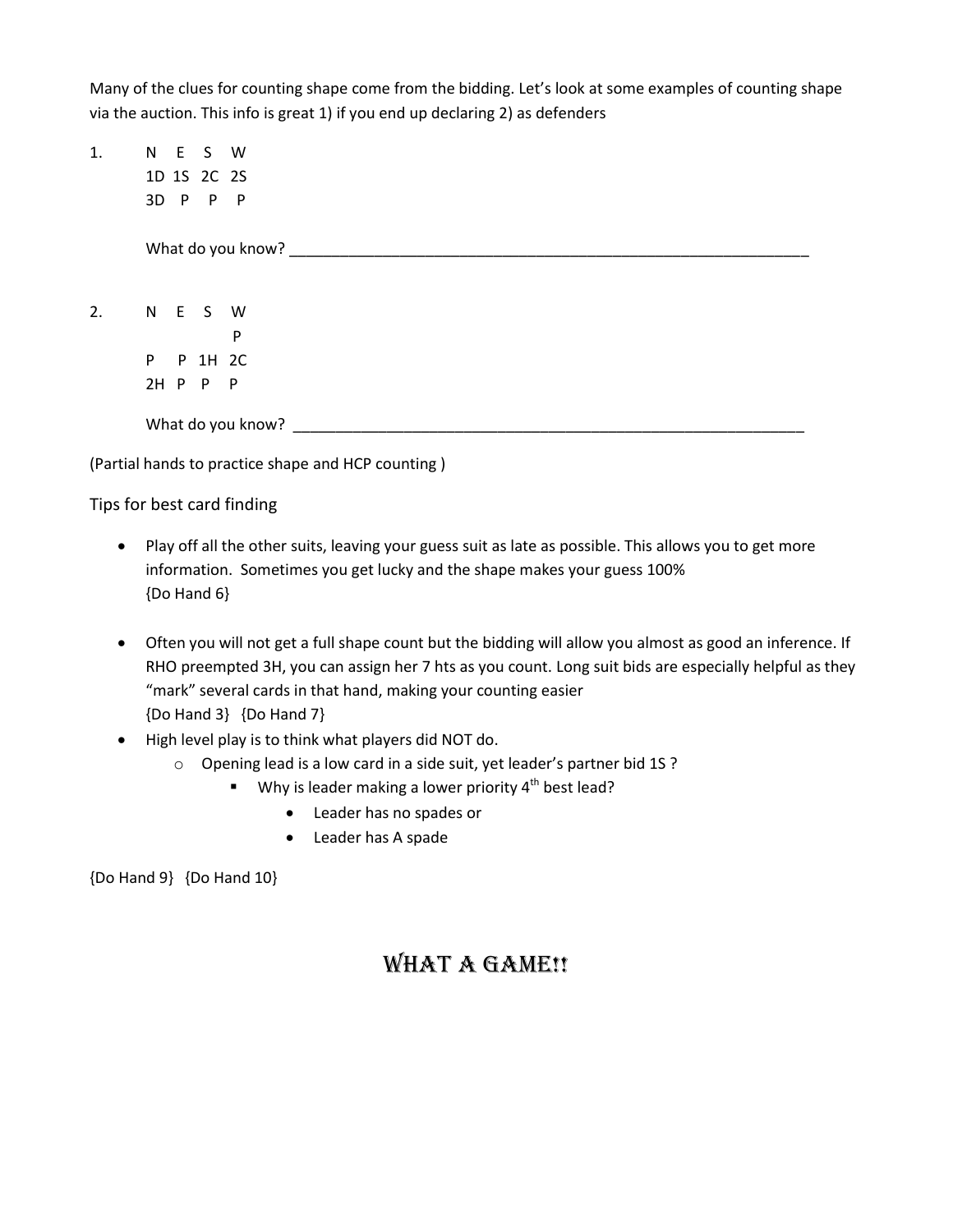Many of the clues for counting shape come from the bidding. Let's look at some examples of counting shape via the auction. This info is great 1) if you end up declaring 2) as defenders

1. 

| N | E | S | W |
|---|---|---|---|
| 1D | 1S | 2C | 2S |
| 3D | P | P | P |

What do you know? ________________________________________________________________

2. 

| N | E | S | W |
|---|---|---|---|
| | | | P |
| P | P | 1H | 2C |
| 2H | P | P | P |

What do you know? ________________________________________________________________

(Partial hands to practice shape and HCP counting )

Tips for best card finding

- Play off all the other suits, leaving your guess suit as late as possible. This allows you to get more information. Sometimes you get lucky and the shape makes your guess 100%
  {Do Hand 6}
- Often you will not get a full shape count but the bidding will allow you almost as good an inference. If RHO preempted 3H, you can assign her 7 hts as you count. Long suit bids are especially helpful as they "mark" several cards in that hand, making your counting easier
  {Do Hand 3} {Do Hand 7}
- High level play is to think what players did NOT do.
  - Opening lead is a low card in a side suit, yet leader's partner bid 1S ?
    - Why is leader making a lower priority 4th best lead?
      - Leader has no spades or
      - Leader has A spade

{Do Hand 9} {Do Hand 10}

## WHAT A GAME!!